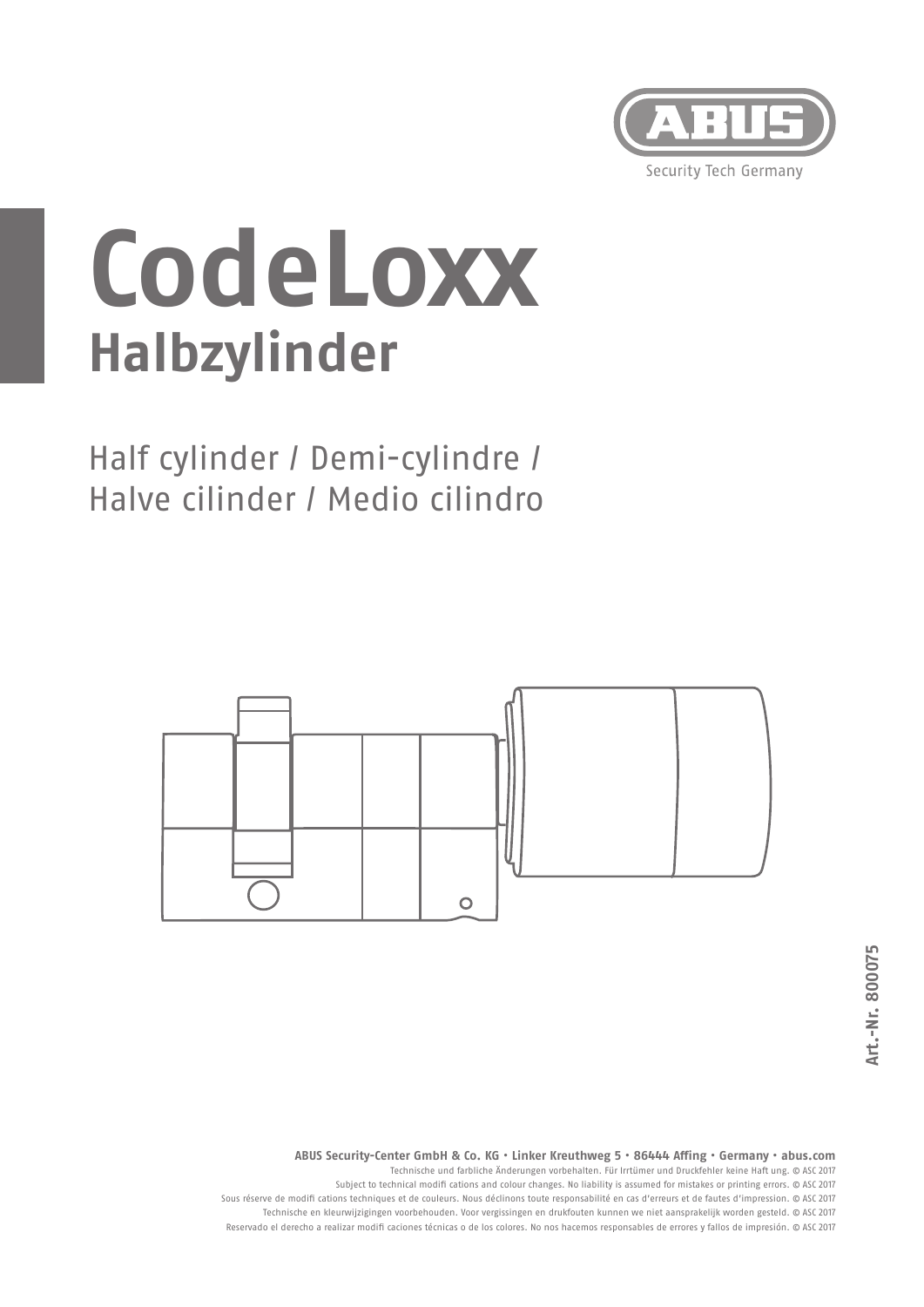ABUS

Security Tech Germany

# CodeLoxx

## Halbzylinder

Half cylinder / Demi-cylindre / Halve cilinder / Medio cilindro

Art.-Nr. 800075

**ABUS Security-Center GmbH & Co. KG · Linker Kreuthweg 5 · 86444 Affing · Germany · abus.com**

Technische und farbliche Änderungen vorbehalten. Für Irrtümer und Druckfehler keine Haft ung. © ASC 2017

Subject to technical modifi cations and colour changes. No liability is assumed for mistakes or printing errors. © ASC 2017

Sous réserve de modifi cations techniques et de couleurs. Nous déclinons toute responsabilité en cas d'erreurs et de fautes d'impression. © ASC 2017

Technische en kleurwijzigingen voorbehouden. Voor vergissingen en drukfouten kunnen we niet aansprakelijk worden gesteld. © ASC 2017

Reservado el derecho a realizar modifi caciones técnicas o de los colores. No nos hacemos responsables de errores y fallos de impresión. © ASC 2017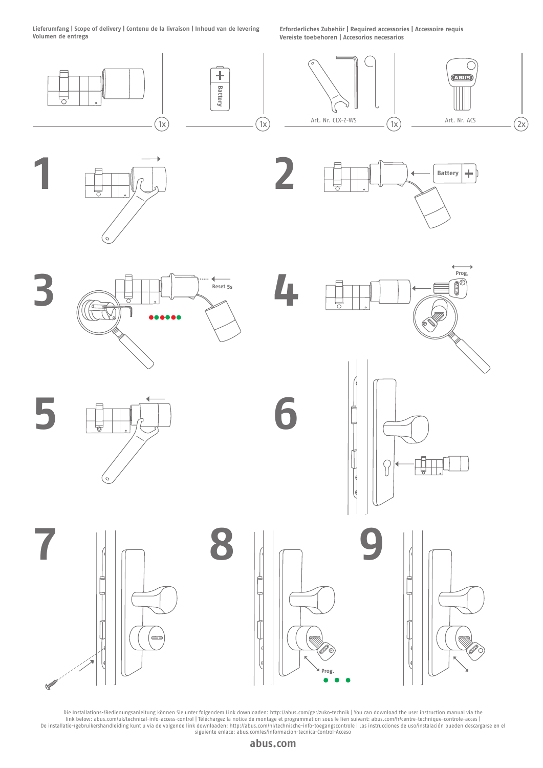**Lieferumfang | Scope of delivery | Contenu de la livraison | Inhoud van de levering
Volumen de entrega**

1x

Battery

1x

**Erforderliches Zubehör | Required accessories | Accessoire requis
Vereiste toebehoren | Accesorios necesarios**

Art. Nr. CLX-Z-WS

1x

Art. Nr. ACS

2x

1

2

Battery

3

Reset 5s

4

Prog.

5

6

7

8

Prog.

9

Die Installations-/Bedienungsanleitung können Sie unter folgendem Link downloaden: http://abus.com/ger/zuko-technik | You can download the user instruction manual via the link below: abus.com/uk/technical-info-access-control | Téléchargez la notice de montage et programmation sous le lien suivant: abus.com/fr/centre-technique-controle-acces | De installatie-/gebruikershandleiding kunt u via de volgende link downloaden: http://abus.com/nl/technische-info-toegangscontrole | Las instrucciones de uso/instalación pueden descargarse en el siguiente enlace: abus.com/es/informacion-tecnica-Control-Acceso

**abus.com**